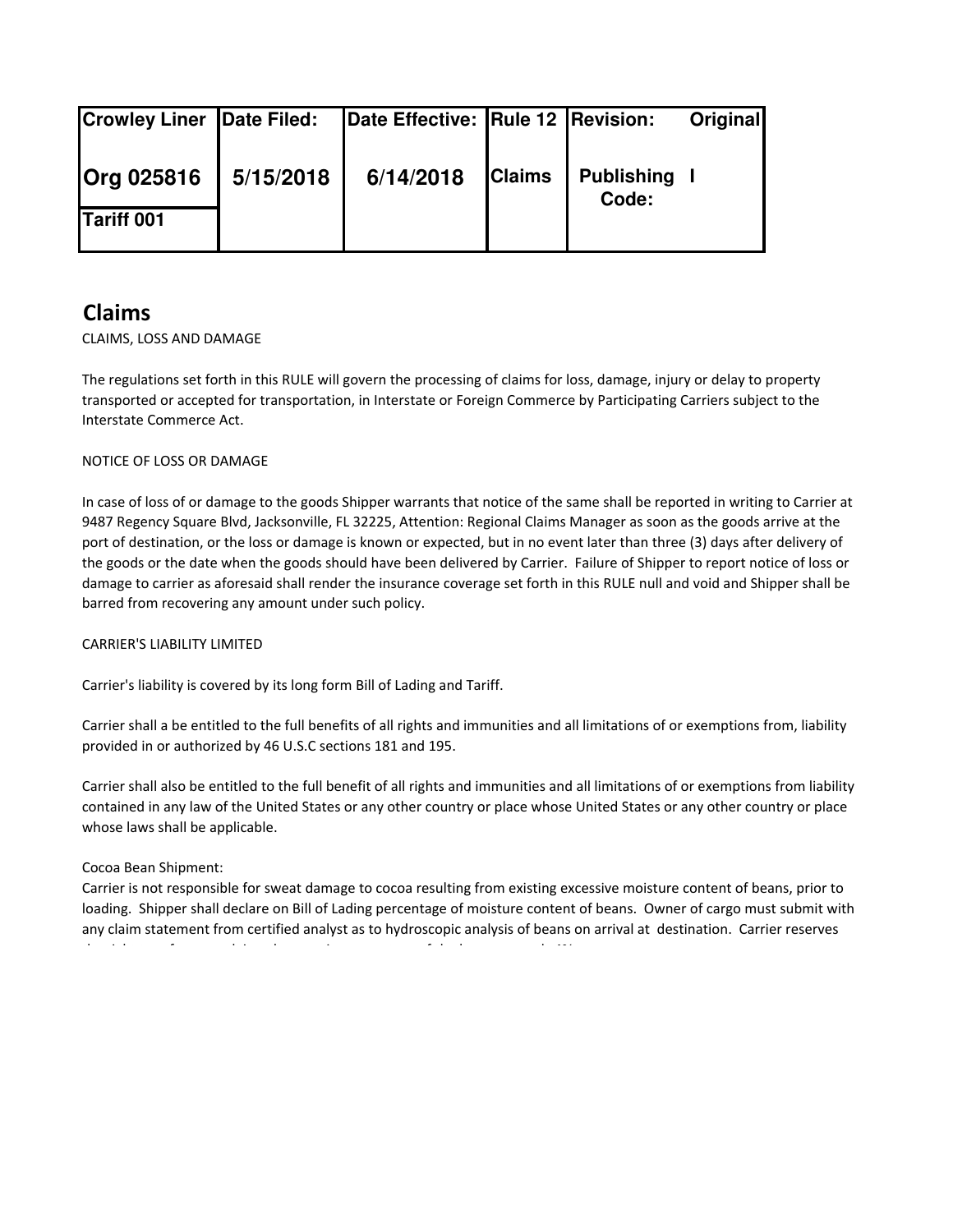| Crowley Liner | Date Filed: | Date Effective: | Rule 12 | Revision: | Original |
|---|---|---|---|---|---|
| Org 025816 | 5/15/2018 | 6/14/2018 | Claims | Publishing Code: | I |
| Tariff 001 | | | | | |

# Claims

CLAIMS, LOSS AND DAMAGE

The regulations set forth in this RULE will govern the processing of claims for loss, damage, injury or delay to property transported or accepted for transportation, in Interstate or Foreign Commerce by Participating Carriers subject to the Interstate Commerce Act.

NOTICE OF LOSS OR DAMAGE

In case of loss of or damage to the goods Shipper warrants that notice of the same shall be reported in writing to Carrier at 9487 Regency Square Blvd, Jacksonville, FL 32225, Attention: Regional Claims Manager as soon as the goods arrive at the port of destination, or the loss or damage is known or expected, but in no event later than three (3) days after delivery of the goods or the date when the goods should have been delivered by Carrier. Failure of Shipper to report notice of loss or damage to carrier as aforesaid shall render the insurance coverage set forth in this RULE null and void and Shipper shall be barred from recovering any amount under such policy.

CARRIER'S LIABILITY LIMITED

Carrier's liability is covered by its long form Bill of Lading and Tariff.

Carrier shall a be entitled to the full benefits of all rights and immunities and all limitations of or exemptions from, liability provided in or authorized by 46 U.S.C sections 181 and 195.

Carrier shall also be entitled to the full benefit of all rights and immunities and all limitations of or exemptions from liability contained in any law of the United States or any other country or place whose United States or any other country or place whose laws shall be applicable.

Cocoa Bean Shipment:
Carrier is not responsible for sweat damage to cocoa resulting from existing excessive moisture content of beans, prior to loading. Shipper shall declare on Bill of Lading percentage of moisture content of beans. Owner of cargo must submit with any claim statement from certified analyst as to hydroscopic analysis of beans on arrival at destination. Carrier reserves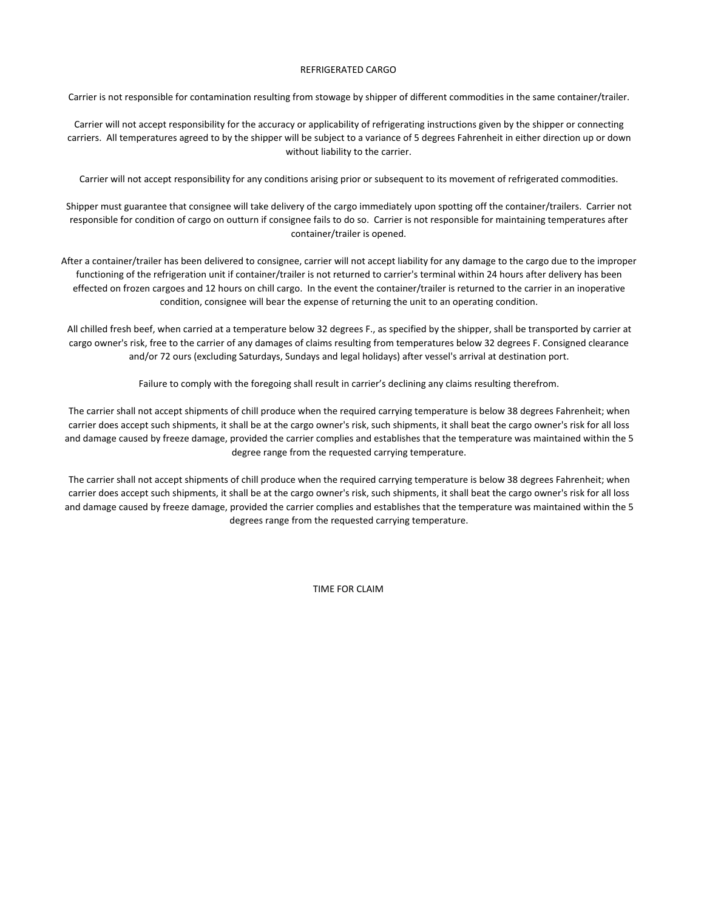## REFRIGERATED CARGO

Carrier is not responsible for contamination resulting from stowage by shipper of different commodities in the same container/trailer.

Carrier will not accept responsibility for the accuracy or applicability of refrigerating instructions given by the shipper or connecting carriers. All temperatures agreed to by the shipper will be subject to a variance of 5 degrees Fahrenheit in either direction up or down without liability to the carrier.

Carrier will not accept responsibility for any conditions arising prior or subsequent to its movement of refrigerated commodities.

Shipper must guarantee that consignee will take delivery of the cargo immediately upon spotting off the container/trailers. Carrier not responsible for condition of cargo on outturn if consignee fails to do so. Carrier is not responsible for maintaining temperatures after container/trailer is opened.

After a container/trailer has been delivered to consignee, carrier will not accept liability for any damage to the cargo due to the improper functioning of the refrigeration unit if container/trailer is not returned to carrier's terminal within 24 hours after delivery has been effected on frozen cargoes and 12 hours on chill cargo. In the event the container/trailer is returned to the carrier in an inoperative condition, consignee will bear the expense of returning the unit to an operating condition.

All chilled fresh beef, when carried at a temperature below 32 degrees F., as specified by the shipper, shall be transported by carrier at cargo owner's risk, free to the carrier of any damages of claims resulting from temperatures below 32 degrees F. Consigned clearance and/or 72 ours (excluding Saturdays, Sundays and legal holidays) after vessel's arrival at destination port.

Failure to comply with the foregoing shall result in carrier's declining any claims resulting therefrom.

The carrier shall not accept shipments of chill produce when the required carrying temperature is below 38 degrees Fahrenheit; when carrier does accept such shipments, it shall be at the cargo owner's risk, such shipments, it shall beat the cargo owner's risk for all loss and damage caused by freeze damage, provided the carrier complies and establishes that the temperature was maintained within the 5 degree range from the requested carrying temperature.

The carrier shall not accept shipments of chill produce when the required carrying temperature is below 38 degrees Fahrenheit; when carrier does accept such shipments, it shall be at the cargo owner's risk, such shipments, it shall beat the cargo owner's risk for all loss and damage caused by freeze damage, provided the carrier complies and establishes that the temperature was maintained within the 5 degrees range from the requested carrying temperature.

## TIME FOR CLAIM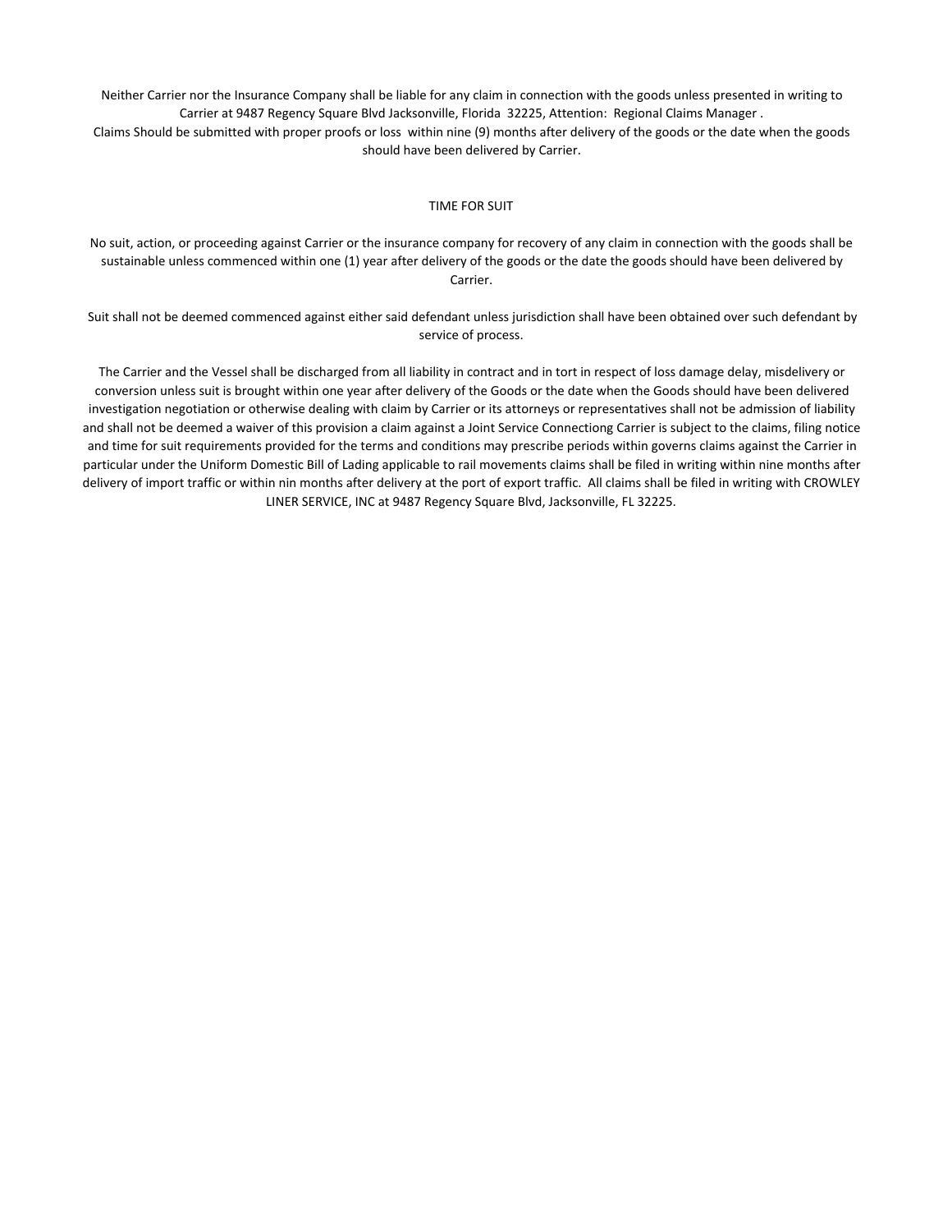Neither Carrier nor the Insurance Company shall be liable for any claim in connection with the goods unless presented in writing to Carrier at 9487 Regency Square Blvd Jacksonville, Florida 32225, Attention: Regional Claims Manager .
Claims Should be submitted with proper proofs or loss within nine (9) months after delivery of the goods or the date when the goods should have been delivered by Carrier.

## TIME FOR SUIT

No suit, action, or proceeding against Carrier or the insurance company for recovery of any claim in connection with the goods shall be sustainable unless commenced within one (1) year after delivery of the goods or the date the goods should have been delivered by Carrier.

Suit shall not be deemed commenced against either said defendant unless jurisdiction shall have been obtained over such defendant by service of process.

The Carrier and the Vessel shall be discharged from all liability in contract and in tort in respect of loss damage delay, misdelivery or conversion unless suit is brought within one year after delivery of the Goods or the date when the Goods should have been delivered investigation negotiation or otherwise dealing with claim by Carrier or its attorneys or representatives shall not be admission of liability and shall not be deemed a waiver of this provision a claim against a Joint Service Connectiong Carrier is subject to the claims, filing notice and time for suit requirements provided for the terms and conditions may prescribe periods within governs claims against the Carrier in particular under the Uniform Domestic Bill of Lading applicable to rail movements claims shall be filed in writing within nine months after delivery of import traffic or within nin months after delivery at the port of export traffic. All claims shall be filed in writing with CROWLEY LINER SERVICE, INC at 9487 Regency Square Blvd, Jacksonville, FL 32225.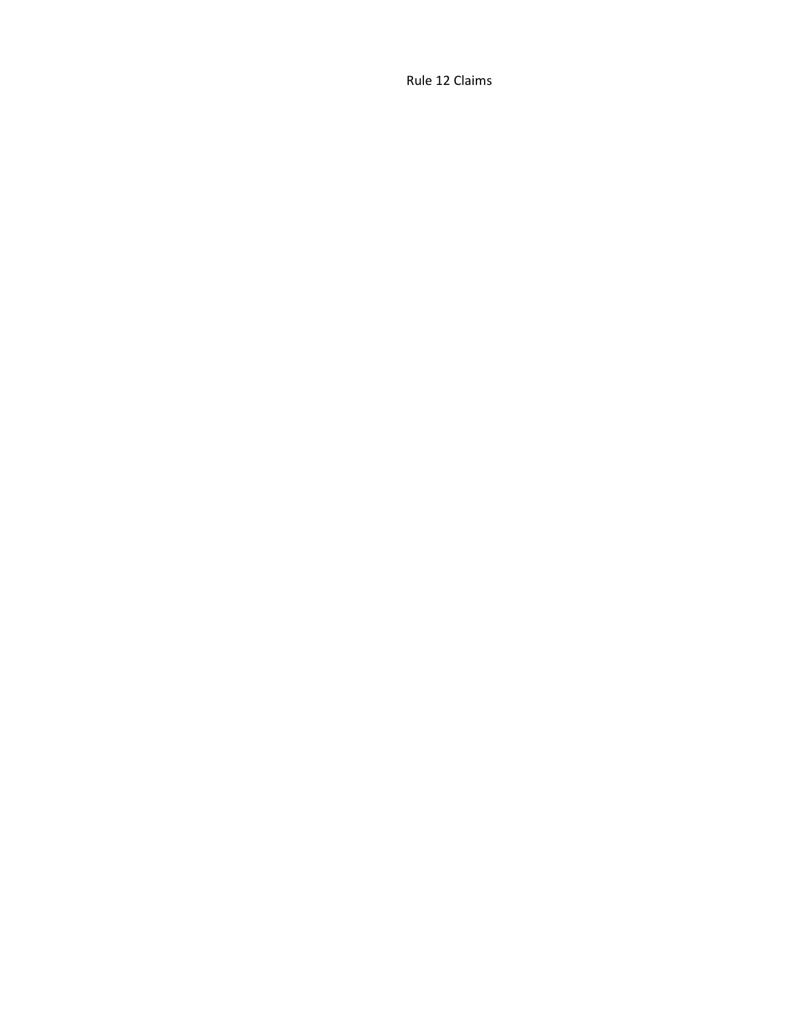Rule 12 Claims